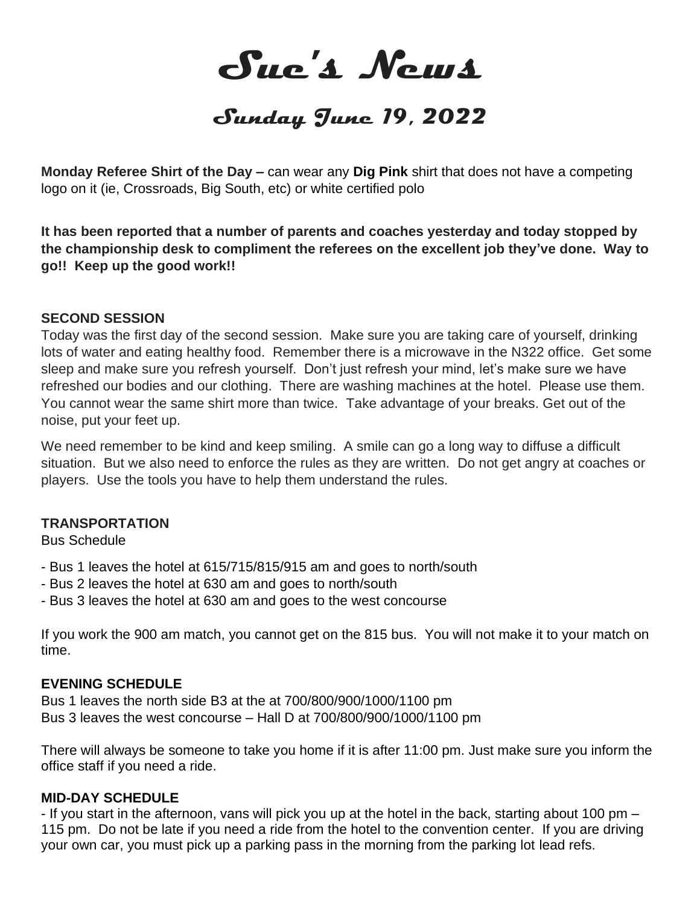# Sue's News

## Sunday June 19, 2022

**Monday Referee Shirt of the Day –** can wear any **Dig Pink** shirt that does not have a competing logo on it (ie, Crossroads, Big South, etc) or white certified polo

**It has been reported that a number of parents and coaches yesterday and today stopped by the championship desk to compliment the referees on the excellent job they've done. Way to go!! Keep up the good work!!**

### SECOND SESSION

Today was the first day of the second session. Make sure you are taking care of yourself, drinking lots of water and eating healthy food. Remember there is a microwave in the N322 office. Get some sleep and make sure you refresh yourself. Don't just refresh your mind, let's make sure we have refreshed our bodies and our clothing. There are washing machines at the hotel. Please use them. You cannot wear the same shirt more than twice. Take advantage of your breaks. Get out of the noise, put your feet up.

We need remember to be kind and keep smiling. A smile can go a long way to diffuse a difficult situation. But we also need to enforce the rules as they are written. Do not get angry at coaches or players. Use the tools you have to help them understand the rules.

### TRANSPORTATION

Bus Schedule

- Bus 1 leaves the hotel at 615/715/815/915 am and goes to north/south
- Bus 2 leaves the hotel at 630 am and goes to north/south
- Bus 3 leaves the hotel at 630 am and goes to the west concourse

If you work the 900 am match, you cannot get on the 815 bus. You will not make it to your match on time.

### EVENING SCHEDULE

Bus 1 leaves the north side B3 at the at 700/800/900/1000/1100 pm
Bus 3 leaves the west concourse – Hall D at 700/800/900/1000/1100 pm

There will always be someone to take you home if it is after 11:00 pm. Just make sure you inform the office staff if you need a ride.

### MID-DAY SCHEDULE

- If you start in the afternoon, vans will pick you up at the hotel in the back, starting about 100 pm – 115 pm. Do not be late if you need a ride from the hotel to the convention center. If you are driving your own car, you must pick up a parking pass in the morning from the parking lot lead refs.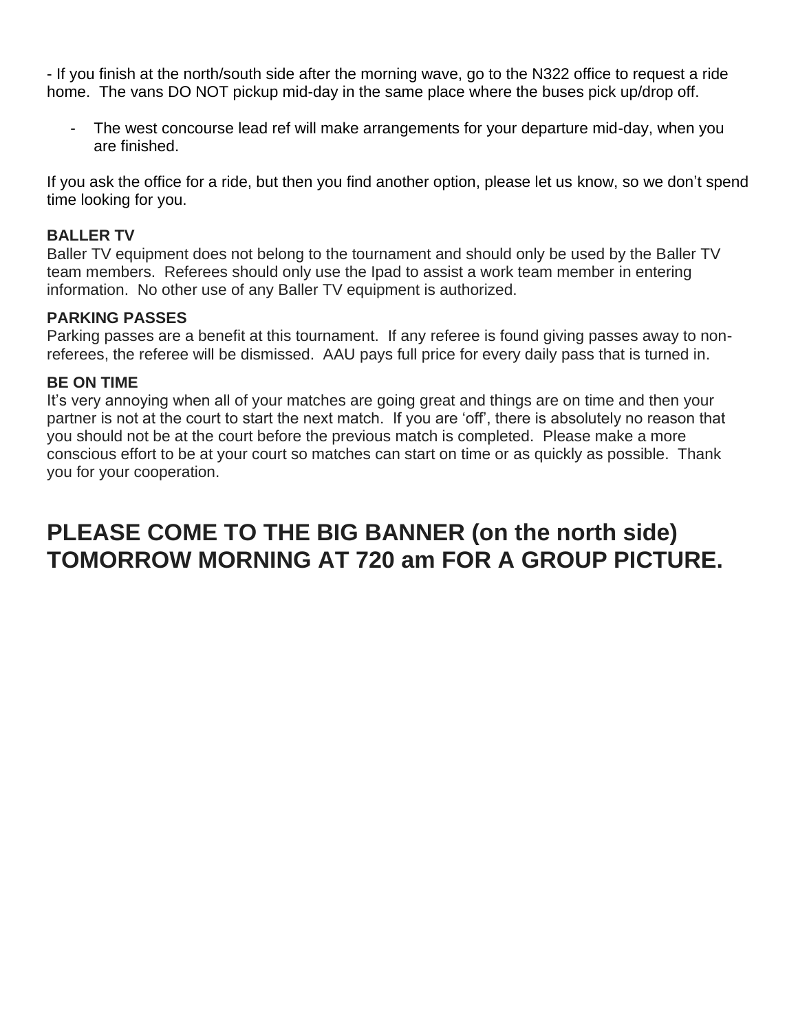- If you finish at the north/south side after the morning wave, go to the N322 office to request a ride home. The vans DO NOT pickup mid-day in the same place where the buses pick up/drop off.

- The west concourse lead ref will make arrangements for your departure mid-day, when you are finished.

If you ask the office for a ride, but then you find another option, please let us know, so we don't spend time looking for you.

**BALLER TV**
Baller TV equipment does not belong to the tournament and should only be used by the Baller TV team members. Referees should only use the Ipad to assist a work team member in entering information. No other use of any Baller TV equipment is authorized.

**PARKING PASSES**
Parking passes are a benefit at this tournament. If any referee is found giving passes away to non-referees, the referee will be dismissed. AAU pays full price for every daily pass that is turned in.

**BE ON TIME**
It's very annoying when all of your matches are going great and things are on time and then your partner is not at the court to start the next match. If you are 'off', there is absolutely no reason that you should not be at the court before the previous match is completed. Please make a more conscious effort to be at your court so matches can start on time or as quickly as possible. Thank you for your cooperation.

## PLEASE COME TO THE BIG BANNER (on the north side) TOMORROW MORNING AT 720 am FOR A GROUP PICTURE.